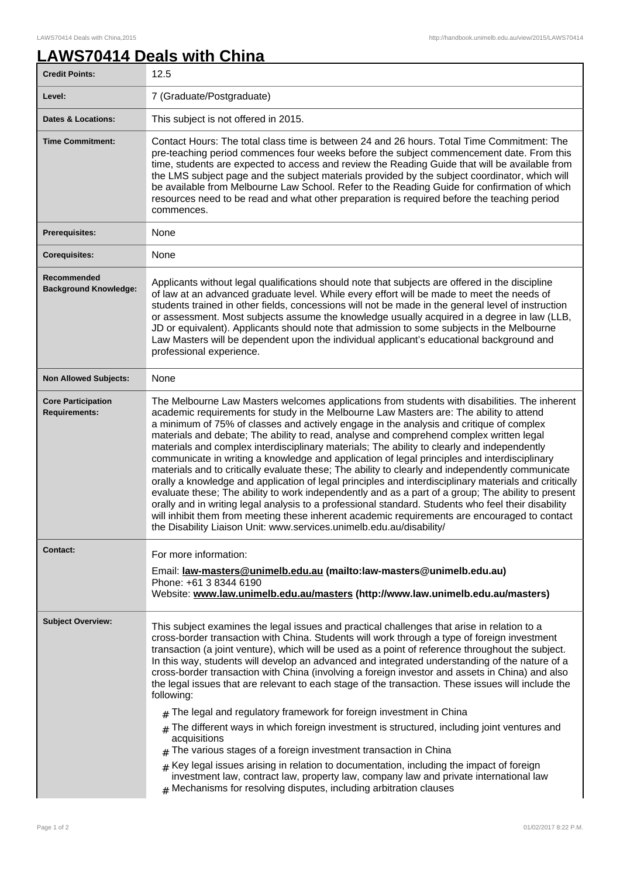# LAWS70414 Deals with China

| | |
|---|---|
| **Credit Points:** | 12.5 |
| **Level:** | 7 (Graduate/Postgraduate) |
| **Dates & Locations:** | This subject is not offered in 2015. |
| **Time Commitment:** | Contact Hours: The total class time is between 24 and 26 hours. Total Time Commitment: The pre-teaching period commences four weeks before the subject commencement date. From this time, students are expected to access and review the Reading Guide that will be available from the LMS subject page and the subject materials provided by the subject coordinator, which will be available from Melbourne Law School. Refer to the Reading Guide for confirmation of which resources need to be read and what other preparation is required before the teaching period commences. |
| **Prerequisites:** | None |
| **Corequisites:** | None |
| **Recommended Background Knowledge:** | Applicants without legal qualifications should note that subjects are offered in the discipline of law at an advanced graduate level. While every effort will be made to meet the needs of students trained in other fields, concessions will not be made in the general level of instruction or assessment. Most subjects assume the knowledge usually acquired in a degree in law (LLB, JD or equivalent). Applicants should note that admission to some subjects in the Melbourne Law Masters will be dependent upon the individual applicant's educational background and professional experience. |
| **Non Allowed Subjects:** | None |
| **Core Participation Requirements:** | The Melbourne Law Masters welcomes applications from students with disabilities. The inherent academic requirements for study in the Melbourne Law Masters are: The ability to attend a minimum of 75% of classes and actively engage in the analysis and critique of complex materials and debate; The ability to read, analyse and comprehend complex written legal materials and complex interdisciplinary materials; The ability to clearly and independently communicate in writing a knowledge and application of legal principles and interdisciplinary materials and to critically evaluate these; The ability to clearly and independently communicate orally a knowledge and application of legal principles and interdisciplinary materials and critically evaluate these; The ability to work independently and as a part of a group; The ability to present orally and in writing legal analysis to a professional standard. Students who feel their disability will inhibit them from meeting these inherent academic requirements are encouraged to contact the Disability Liaison Unit: www.services.unimelb.edu.au/disability/ |
| **Contact:** | For more information:<br>Email: **law-masters@unimelb.edu.au (mailto:law-masters@unimelb.edu.au)**<br>Phone: +61 3 8344 6190<br>Website: **www.law.unimelb.edu.au/masters (http://www.law.unimelb.edu.au/masters)** |
| **Subject Overview:** | This subject examines the legal issues and practical challenges that arise in relation to a cross-border transaction with China. Students will work through a type of foreign investment transaction (a joint venture), which will be used as a point of reference throughout the subject. In this way, students will develop an advanced and integrated understanding of the nature of a cross-border transaction with China (involving a foreign investor and assets in China) and also the legal issues that are relevant to each stage of the transaction. These issues will include the following:<br># The legal and regulatory framework for foreign investment in China<br># The different ways in which foreign investment is structured, including joint ventures and acquisitions<br># The various stages of a foreign investment transaction in China<br># Key legal issues arising in relation to documentation, including the impact of foreign investment law, contract law, property law, company law and private international law<br># Mechanisms for resolving disputes, including arbitration clauses |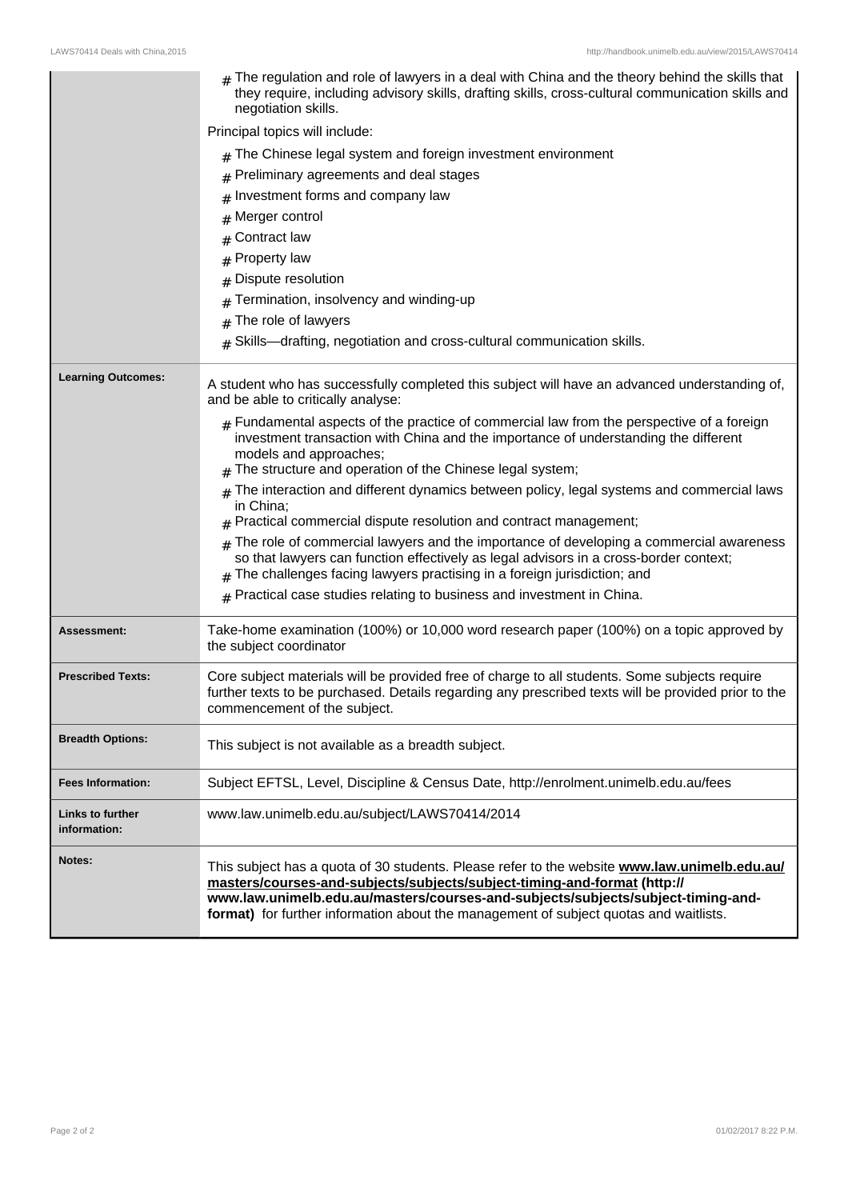| | |
|---|---|
| | # The regulation and role of lawyers in a deal with China and the theory behind the skills that they require, including advisory skills, drafting skills, cross-cultural communication skills and negotiation skills.<br><br>Principal topics will include:<br><br># The Chinese legal system and foreign investment environment<br># Preliminary agreements and deal stages<br># Investment forms and company law<br># Merger control<br># Contract law<br># Property law<br># Dispute resolution<br># Termination, insolvency and winding-up<br># The role of lawyers<br># Skills—drafting, negotiation and cross-cultural communication skills. |
| **Learning Outcomes:** | A student who has successfully completed this subject will have an advanced understanding of, and be able to critically analyse:<br><br># Fundamental aspects of the practice of commercial law from the perspective of a foreign investment transaction with China and the importance of understanding the different models and approaches;<br># The structure and operation of the Chinese legal system;<br># The interaction and different dynamics between policy, legal systems and commercial laws in China;<br># Practical commercial dispute resolution and contract management;<br># The role of commercial lawyers and the importance of developing a commercial awareness so that lawyers can function effectively as legal advisors in a cross-border context;<br># The challenges facing lawyers practising in a foreign jurisdiction; and<br># Practical case studies relating to business and investment in China. |
| **Assessment:** | Take-home examination (100%) or 10,000 word research paper (100%) on a topic approved by the subject coordinator |
| **Prescribed Texts:** | Core subject materials will be provided free of charge to all students. Some subjects require further texts to be purchased. Details regarding any prescribed texts will be provided prior to the commencement of the subject. |
| **Breadth Options:** | This subject is not available as a breadth subject. |
| **Fees Information:** | Subject EFTSL, Level, Discipline & Census Date, http://enrolment.unimelb.edu.au/fees |
| **Links to further information:** | www.law.unimelb.edu.au/subject/LAWS70414/2014 |
| **Notes:** | This subject has a quota of 30 students. Please refer to the website **www.law.unimelb.edu.au/masters/courses-and-subjects/subjects/subject-timing-and-format (http://www.law.unimelb.edu.au/masters/courses-and-subjects/subjects/subject-timing-and-format)** for further information about the management of subject quotas and waitlists. |